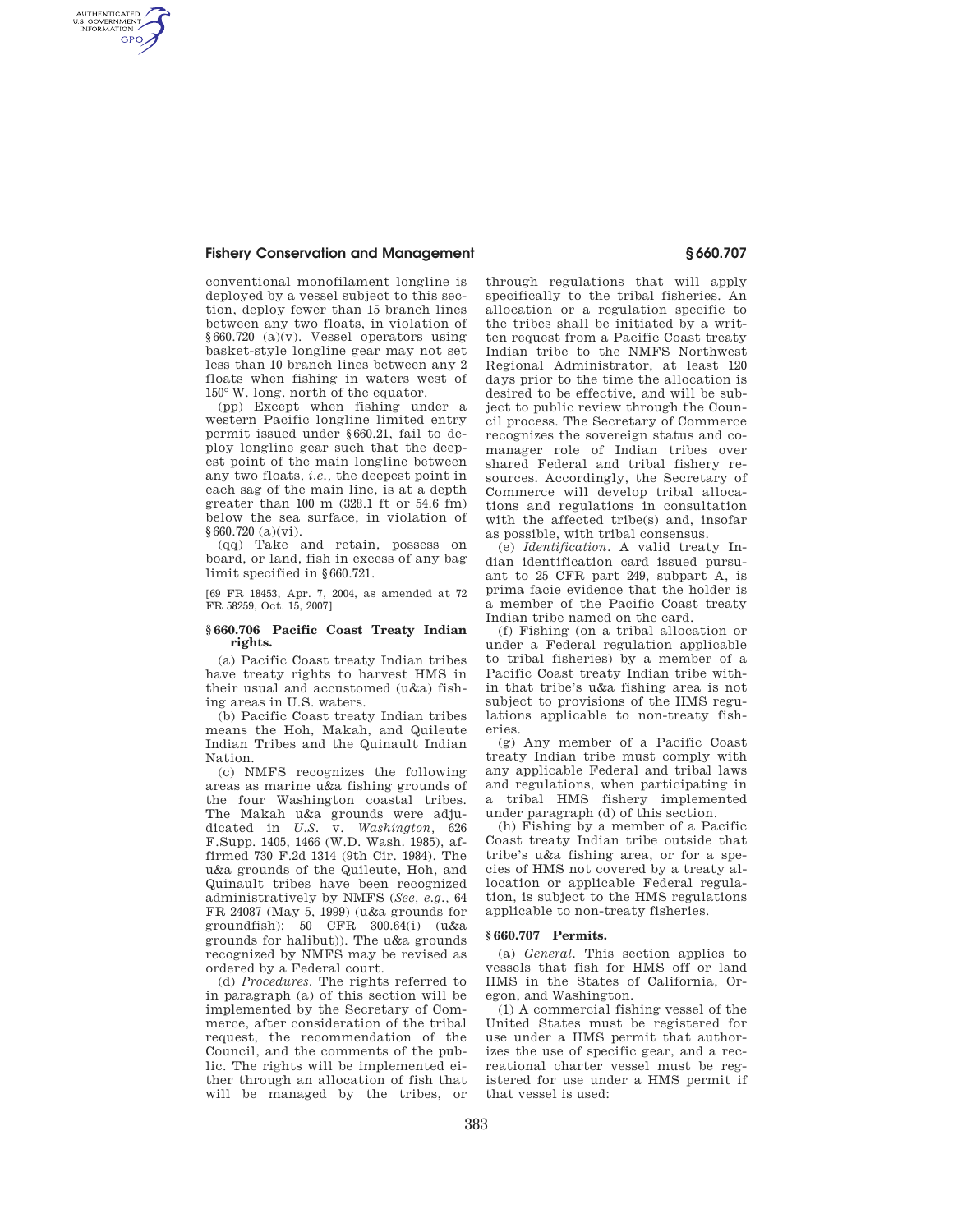conventional monofilament longline is deployed by a vessel subject to this section, deploy fewer than 15 branch lines between any two floats, in violation of §660.720 (a)(v). Vessel operators using basket-style longline gear may not set less than 10 branch lines between any 2 floats when fishing in waters west of 150° W. long. north of the equator.

(pp) Except when fishing under a western Pacific longline limited entry permit issued under §660.21, fail to deploy longline gear such that the deepest point of the main longline between any two floats, *i.e.*, the deepest point in each sag of the main line, is at a depth greater than 100 m (328.1 ft or 54.6 fm) below the sea surface, in violation of §660.720 (a)(vi).

(qq) Take and retain, possess on board, or land, fish in excess of any bag limit specified in §660.721.

[69 FR 18453, Apr. 7, 2004, as amended at 72 FR 58259, Oct. 15, 2007]

## §660.706 Pacific Coast Treaty Indian rights.

(a) Pacific Coast treaty Indian tribes have treaty rights to harvest HMS in their usual and accustomed (u&a) fishing areas in U.S. waters.

(b) Pacific Coast treaty Indian tribes means the Hoh, Makah, and Quileute Indian Tribes and the Quinault Indian Nation.

(c) NMFS recognizes the following areas as marine u&a fishing grounds of the four Washington coastal tribes. The Makah u&a grounds were adjudicated in *U.S.* v. *Washington*, 626 F.Supp. 1405, 1466 (W.D. Wash. 1985), affirmed 730 F.2d 1314 (9th Cir. 1984). The u&a grounds of the Quileute, Hoh, and Quinault tribes have been recognized administratively by NMFS (*See, e.g.*, 64 FR 24087 (May 5, 1999) (u&a grounds for groundfish); 50 CFR 300.64(i) (u&a grounds for halibut)). The u&a grounds recognized by NMFS may be revised as ordered by a Federal court.

(d) *Procedures.* The rights referred to in paragraph (a) of this section will be implemented by the Secretary of Commerce, after consideration of the tribal request, the recommendation of the Council, and the comments of the public. The rights will be implemented either through an allocation of fish that will be managed by the tribes, or through regulations that will apply specifically to the tribal fisheries. An allocation or a regulation specific to the tribes shall be initiated by a written request from a Pacific Coast treaty Indian tribe to the NMFS Northwest Regional Administrator, at least 120 days prior to the time the allocation is desired to be effective, and will be subject to public review through the Council process. The Secretary of Commerce recognizes the sovereign status and co-manager role of Indian tribes over shared Federal and tribal fishery resources. Accordingly, the Secretary of Commerce will develop tribal allocations and regulations in consultation with the affected tribe(s) and, insofar as possible, with tribal consensus.

(e) *Identification.* A valid treaty Indian identification card issued pursuant to 25 CFR part 249, subpart A, is prima facie evidence that the holder is a member of the Pacific Coast treaty Indian tribe named on the card.

(f) Fishing (on a tribal allocation or under a Federal regulation applicable to tribal fisheries) by a member of a Pacific Coast treaty Indian tribe within that tribe's u&a fishing area is not subject to provisions of the HMS regulations applicable to non-treaty fisheries.

(g) Any member of a Pacific Coast treaty Indian tribe must comply with any applicable Federal and tribal laws and regulations, when participating in a tribal HMS fishery implemented under paragraph (d) of this section.

(h) Fishing by a member of a Pacific Coast treaty Indian tribe outside that tribe's u&a fishing area, or for a species of HMS not covered by a treaty allocation or applicable Federal regulation, is subject to the HMS regulations applicable to non-treaty fisheries.

## §660.707 Permits.

(a) *General.* This section applies to vessels that fish for HMS off or land HMS in the States of California, Oregon, and Washington.

(1) A commercial fishing vessel of the United States must be registered for use under a HMS permit that authorizes the use of specific gear, and a recreational charter vessel must be registered for use under a HMS permit if that vessel is used: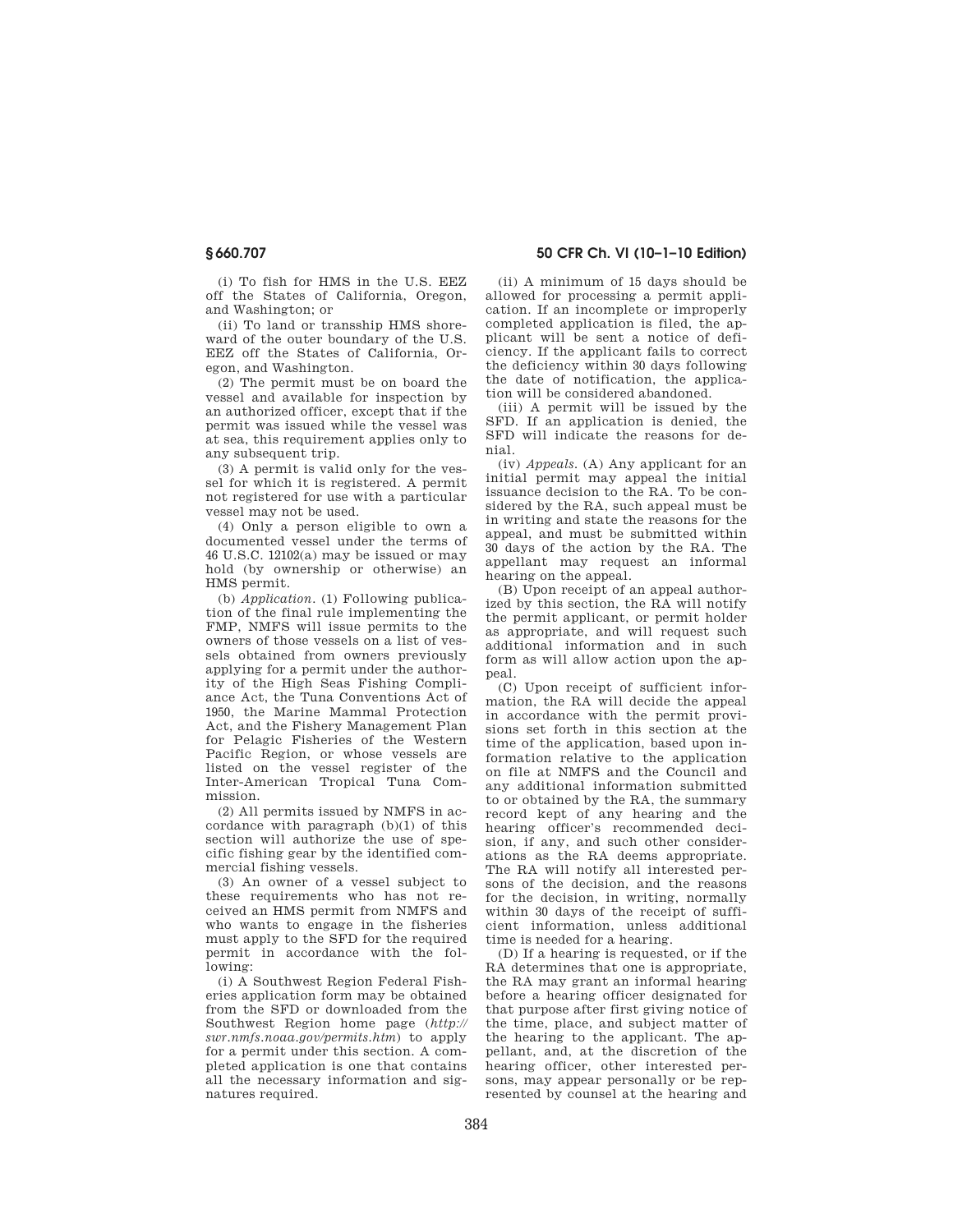(i) To fish for HMS in the U.S. EEZ off the States of California, Oregon, and Washington; or

(ii) To land or transship HMS shoreward of the outer boundary of the U.S. EEZ off the States of California, Oregon, and Washington.

(2) The permit must be on board the vessel and available for inspection by an authorized officer, except that if the permit was issued while the vessel was at sea, this requirement applies only to any subsequent trip.

(3) A permit is valid only for the vessel for which it is registered. A permit not registered for use with a particular vessel may not be used.

(4) Only a person eligible to own a documented vessel under the terms of 46 U.S.C. 12102(a) may be issued or may hold (by ownership or otherwise) an HMS permit.

(b) *Application.* (1) Following publication of the final rule implementing the FMP, NMFS will issue permits to the owners of those vessels on a list of vessels obtained from owners previously applying for a permit under the authority of the High Seas Fishing Compliance Act, the Tuna Conventions Act of 1950, the Marine Mammal Protection Act, and the Fishery Management Plan for Pelagic Fisheries of the Western Pacific Region, or whose vessels are listed on the vessel register of the Inter-American Tropical Tuna Commission.

(2) All permits issued by NMFS in accordance with paragraph (b)(1) of this section will authorize the use of specific fishing gear by the identified commercial fishing vessels.

(3) An owner of a vessel subject to these requirements who has not received an HMS permit from NMFS and who wants to engage in the fisheries must apply to the SFD for the required permit in accordance with the following:

(i) A Southwest Region Federal Fisheries application form may be obtained from the SFD or downloaded from the Southwest Region home page (*http://swr.nmfs.noaa.gov/permits.htm*) to apply for a permit under this section. A completed application is one that contains all the necessary information and signatures required.

(ii) A minimum of 15 days should be allowed for processing a permit application. If an incomplete or improperly completed application is filed, the applicant will be sent a notice of deficiency. If the applicant fails to correct the deficiency within 30 days following the date of notification, the application will be considered abandoned.

(iii) A permit will be issued by the SFD. If an application is denied, the SFD will indicate the reasons for denial.

(iv) *Appeals.* (A) Any applicant for an initial permit may appeal the initial issuance decision to the RA. To be considered by the RA, such appeal must be in writing and state the reasons for the appeal, and must be submitted within 30 days of the action by the RA. The appellant may request an informal hearing on the appeal.

(B) Upon receipt of an appeal authorized by this section, the RA will notify the permit applicant, or permit holder as appropriate, and will request such additional information and in such form as will allow action upon the appeal.

(C) Upon receipt of sufficient information, the RA will decide the appeal in accordance with the permit provisions set forth in this section at the time of the application, based upon information relative to the application on file at NMFS and the Council and any additional information submitted to or obtained by the RA, the summary record kept of any hearing and the hearing officer's recommended decision, if any, and such other considerations as the RA deems appropriate. The RA will notify all interested persons of the decision, and the reasons for the decision, in writing, normally within 30 days of the receipt of sufficient information, unless additional time is needed for a hearing.

(D) If a hearing is requested, or if the RA determines that one is appropriate, the RA may grant an informal hearing before a hearing officer designated for that purpose after first giving notice of the time, place, and subject matter of the hearing to the applicant. The appellant, and, at the discretion of the hearing officer, other interested persons, may appear personally or be represented by counsel at the hearing and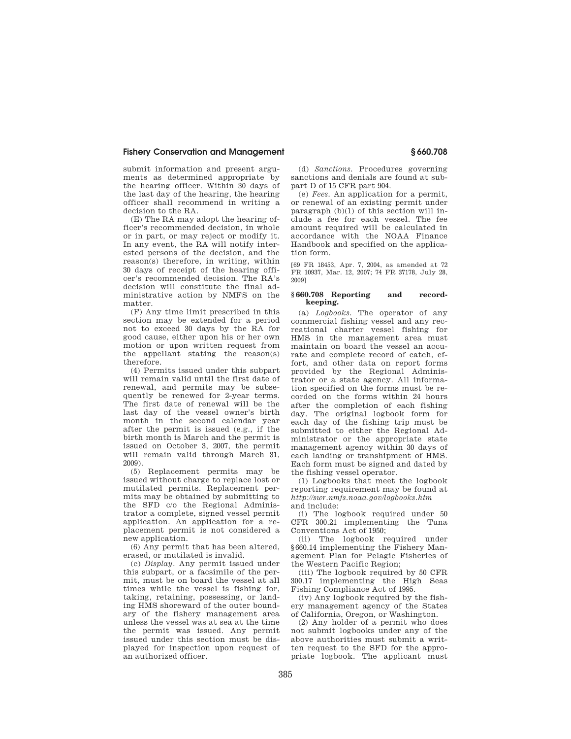submit information and present arguments as determined appropriate by the hearing officer. Within 30 days of the last day of the hearing, the hearing officer shall recommend in writing a decision to the RA.

(E) The RA may adopt the hearing officer's recommended decision, in whole or in part, or may reject or modify it. In any event, the RA will notify interested persons of the decision, and the reason(s) therefore, in writing, within 30 days of receipt of the hearing officer's recommended decision. The RA's decision will constitute the final administrative action by NMFS on the matter.

(F) Any time limit prescribed in this section may be extended for a period not to exceed 30 days by the RA for good cause, either upon his or her own motion or upon written request from the appellant stating the reason(s) therefore.

(4) Permits issued under this subpart will remain valid until the first date of renewal, and permits may be subsequently be renewed for 2-year terms. The first date of renewal will be the last day of the vessel owner's birth month in the second calendar year after the permit is issued (e.g., if the birth month is March and the permit is issued on October 3, 2007, the permit will remain valid through March 31, 2009).

(5) Replacement permits may be issued without charge to replace lost or mutilated permits. Replacement permits may be obtained by submitting to the SFD c/o the Regional Administrator a complete, signed vessel permit application. An application for a replacement permit is not considered a new application.

(6) Any permit that has been altered, erased, or mutilated is invalid.

(c) *Display*. Any permit issued under this subpart, or a facsimile of the permit, must be on board the vessel at all times while the vessel is fishing for, taking, retaining, possessing, or landing HMS shoreward of the outer boundary of the fishery management area unless the vessel was at sea at the time the permit was issued. Any permit issued under this section must be displayed for inspection upon request of an authorized officer.

(d) *Sanctions*. Procedures governing sanctions and denials are found at subpart D of 15 CFR part 904.

(e) *Fees*. An application for a permit, or renewal of an existing permit under paragraph (b)(1) of this section will include a fee for each vessel. The fee amount required will be calculated in accordance with the NOAA Finance Handbook and specified on the application form.

[69 FR 18453, Apr. 7, 2004, as amended at 72 FR 10937, Mar. 12, 2007; 74 FR 37178, July 28, 2009]

### § 660.708 Reporting and recordkeeping.

(a) *Logbooks*. The operator of any commercial fishing vessel and any recreational charter vessel fishing for HMS in the management area must maintain on board the vessel an accurate and complete record of catch, effort, and other data on report forms provided by the Regional Administrator or a state agency. All information specified on the forms must be recorded on the forms within 24 hours after the completion of each fishing day. The original logbook form for each day of the fishing trip must be submitted to either the Regional Administrator or the appropriate state management agency within 30 days of each landing or transhipment of HMS. Each form must be signed and dated by the fishing vessel operator.

(1) Logbooks that meet the logbook reporting requirement may be found at *http://swr.nmfs.noaa.gov/logbooks.htm* and include:

(i) The logbook required under 50 CFR 300.21 implementing the Tuna Conventions Act of 1950;

(ii) The logbook required under §660.14 implementing the Fishery Management Plan for Pelagic Fisheries of the Western Pacific Region;

(iii) The logbook required by 50 CFR 300.17 implementing the High Seas Fishing Compliance Act of 1995.

(iv) Any logbook required by the fishery management agency of the States of California, Oregon, or Washington.

(2) Any holder of a permit who does not submit logbooks under any of the above authorities must submit a written request to the SFD for the appropriate logbook. The applicant must